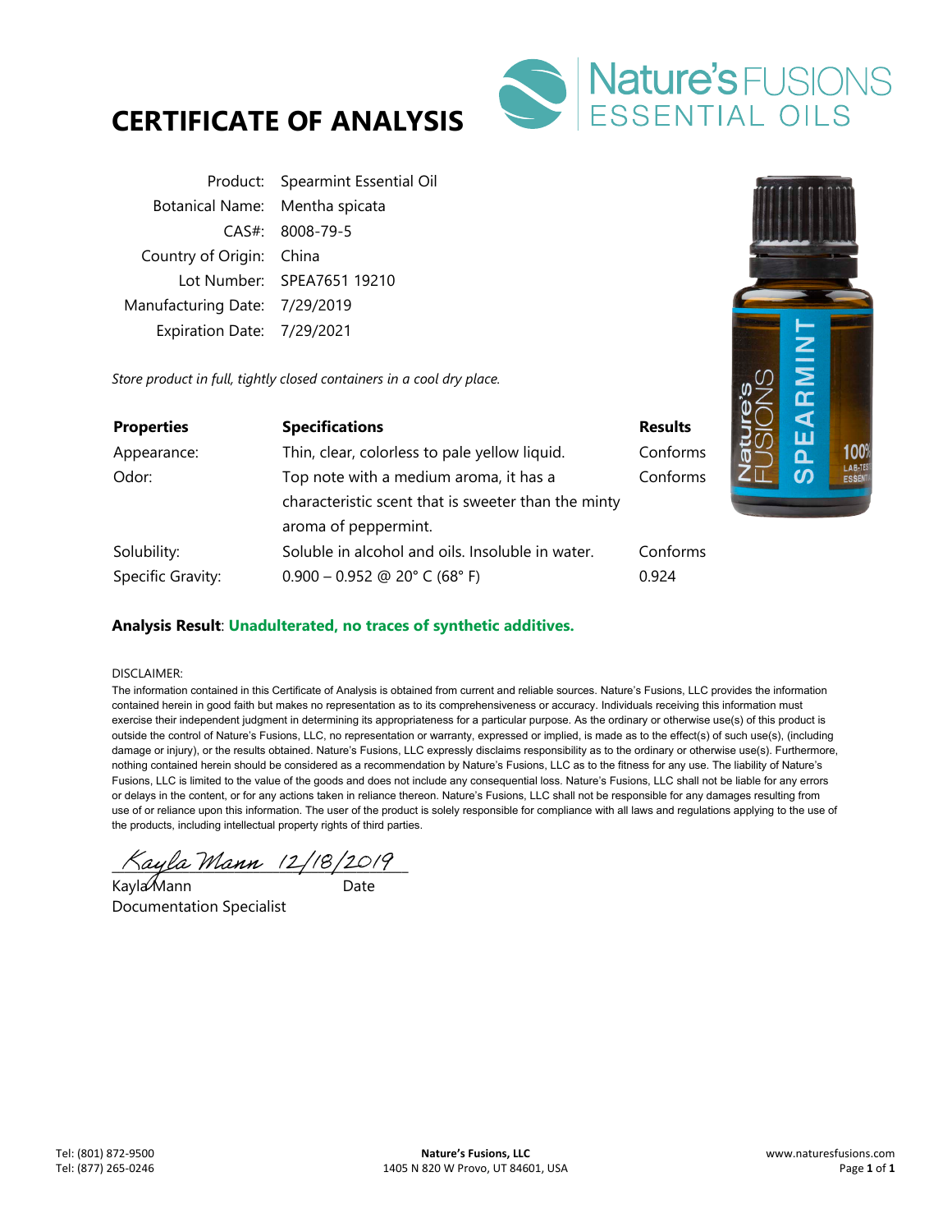# CERTIFICATE OF ANALYSIS

Nature's FUSIONS ESSENTIAL OILS

| | |
|---|---|
| Product: | Spearmint Essential Oil |
| Botanical Name: | Mentha spicata |
| CAS#: | 8008-79-5 |
| Country of Origin: | China |
| Lot Number: | SPEA7651 19210 |
| Manufacturing Date: | 7/29/2019 |
| Expiration Date: | 7/29/2021 |

*Store product in full, tightly closed containers in a cool dry place.*

| **Properties** | **Specifications** | **Results** |
|---|---|---|
| Appearance: | Thin, clear, colorless to pale yellow liquid. | Conforms |
| Odor: | Top note with a medium aroma, it has a characteristic scent that is sweeter than the minty aroma of peppermint. | Conforms |
| Solubility: | Soluble in alcohol and oils. Insoluble in water. | Conforms |
| Specific Gravity: | 0.900 – 0.952 @ 20° C (68° F) | 0.924 |

**Analysis Result**: **Unadulterated, no traces of synthetic additives.**

DISCLAIMER:

The information contained in this Certificate of Analysis is obtained from current and reliable sources. Nature's Fusions, LLC provides the information contained herein in good faith but makes no representation as to its comprehensiveness or accuracy. Individuals receiving this information must exercise their independent judgment in determining its appropriateness for a particular purpose. As the ordinary or otherwise use(s) of this product is outside the control of Nature's Fusions, LLC, no representation or warranty, expressed or implied, is made as to the effect(s) of such use(s), (including damage or injury), or the results obtained. Nature's Fusions, LLC expressly disclaims responsibility as to the ordinary or otherwise use(s). Furthermore, nothing contained herein should be considered as a recommendation by Nature's Fusions, LLC as to the fitness for any use. The liability of Nature's Fusions, LLC is limited to the value of the goods and does not include any consequential loss. Nature's Fusions, LLC shall not be liable for any errors or delays in the content, or for any actions taken in reliance thereon. Nature's Fusions, LLC shall not be responsible for any damages resulting from use of or reliance upon this information. The user of the product is solely responsible for compliance with all laws and regulations applying to the use of the products, including intellectual property rights of third parties.

*Kayla Mann* 12/18/2019

Kayla Mann — Date

Documentation Specialist

Tel: (801) 872-9500
Tel: (877) 265-0246

**Nature's Fusions, LLC**
1405 N 820 W Provo, UT 84601, USA

www.naturesfusions.com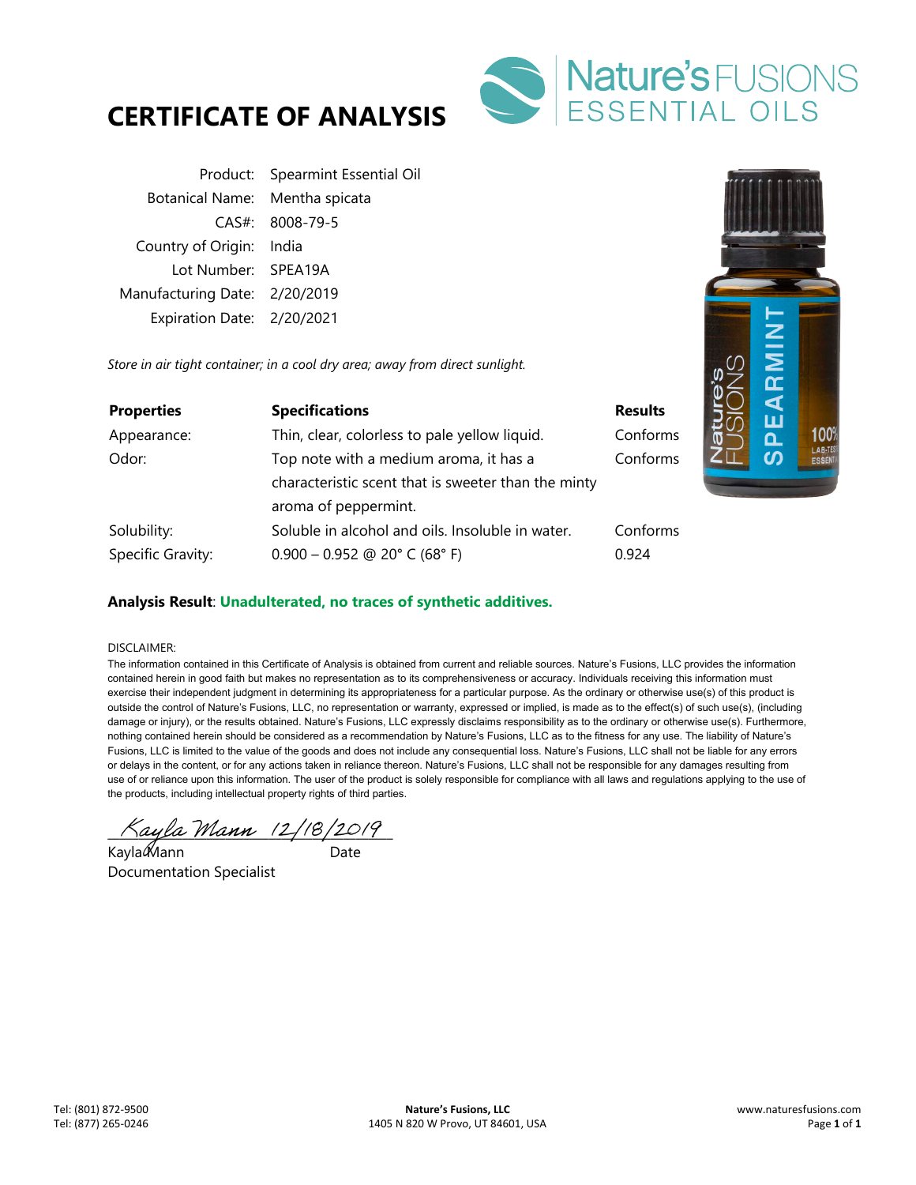# CERTIFICATE OF ANALYSIS

Nature's FUSIONS ESSENTIAL OILS

| | |
|---|---|
| Product: | Spearmint Essential Oil |
| Botanical Name: | Mentha spicata |
| CAS#: | 8008-79-5 |
| Country of Origin: | India |
| Lot Number: | SPEA19A |
| Manufacturing Date: | 2/20/2019 |
| Expiration Date: | 2/20/2021 |

*Store in air tight container; in a cool dry area; away from direct sunlight.*

| Properties | Specifications | Results |
|---|---|---|
| Appearance: | Thin, clear, colorless to pale yellow liquid. | Conforms |
| Odor: | Top note with a medium aroma, it has a characteristic scent that is sweeter than the minty aroma of peppermint. | Conforms |
| Solubility: | Soluble in alcohol and oils. Insoluble in water. | Conforms |
| Specific Gravity: | 0.900 – 0.952 @ 20° C (68° F) | 0.924 |

**Analysis Result**: **Unadulterated, no traces of synthetic additives.**

DISCLAIMER:
The information contained in this Certificate of Analysis is obtained from current and reliable sources. Nature's Fusions, LLC provides the information contained herein in good faith but makes no representation as to its comprehensiveness or accuracy. Individuals receiving this information must exercise their independent judgment in determining its appropriateness for a particular purpose. As the ordinary or otherwise use(s) of this product is outside the control of Nature's Fusions, LLC, no representation or warranty, expressed or implied, is made as to the effect(s) of such use(s), (including damage or injury), or the results obtained. Nature's Fusions, LLC expressly disclaims responsibility as to the ordinary or otherwise use(s). Furthermore, nothing contained herein should be considered as a recommendation by Nature's Fusions, LLC as to the fitness for any use. The liability of Nature's Fusions, LLC is limited to the value of the goods and does not include any consequential loss. Nature's Fusions, LLC shall not be liable for any errors or delays in the content, or for any actions taken in reliance thereon. Nature's Fusions, LLC shall not be responsible for any damages resulting from use of or reliance upon this information. The user of the product is solely responsible for compliance with all laws and regulations applying to the use of the products, including intellectual property rights of third parties.

Kayla Mann 12/18/2019

Kayla Mann — Date
Documentation Specialist

Tel: (801) 872-9500
Tel: (877) 265-0246

**Nature's Fusions, LLC**
1405 N 820 W Provo, UT 84601, USA

www.naturesfusions.com